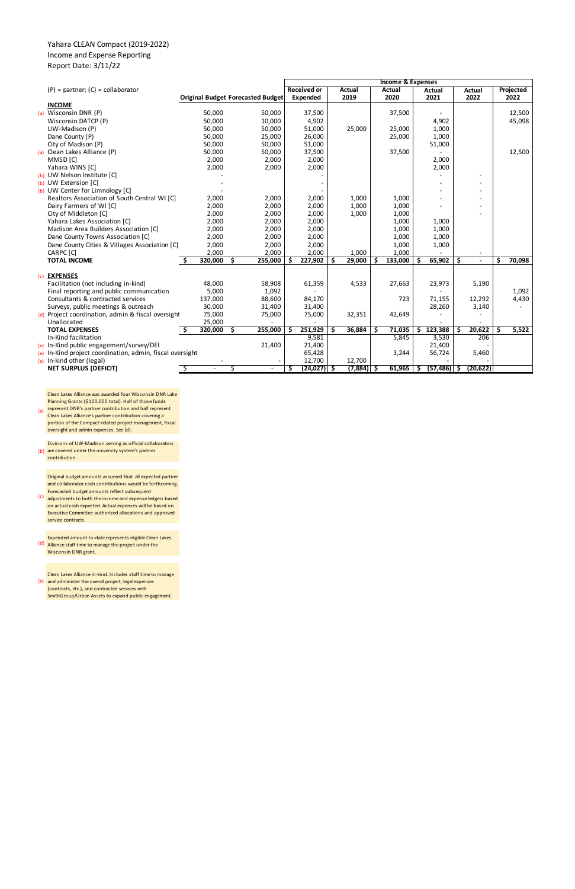Yahara CLEAN Compact (2019-2022)
Income and Expense Reporting
Report Date: 3/11/22

| | (P) = partner; (C) = collaborator | Original Budget | Forecasted Budget | Received or Expended | Actual 2019 | Actual 2020 | Actual 2021 | Actual 2022 | Projected 2022 |
|---|---|---|---|---|---|---|---|---|---|
| | | | | Income & Expenses | | | | | |
| | **INCOME** | | | | | | | | |
| (a) | Wisconsin DNR (P) | 50,000 | 50,000 | 37,500 | | 37,500 | - | | 12,500 |
| | Wisconsin DATCP (P) | 50,000 | 10,000 | 4,902 | | | 4,902 | | 45,098 |
| | UW-Madison (P) | 50,000 | 50,000 | 51,000 | 25,000 | 25,000 | 1,000 | | |
| | Dane County (P) | 50,000 | 25,000 | 26,000 | | 25,000 | 1,000 | | |
| | City of Madison (P) | 50,000 | 50,000 | 51,000 | | | 51,000 | | |
| (a) | Clean Lakes Alliance (P) | 50,000 | 50,000 | 37,500 | | 37,500 | - | | 12,500 |
| | MMSD [C] | 2,000 | 2,000 | 2,000 | | | 2,000 | | |
| | Yahara WINS [C] | 2,000 | 2,000 | 2,000 | | | 2,000 | | |
| (b) | UW Nelson Institute [C] | - | | - | | | - | - | |
| (b) | UW Extension [C] | - | | - | | | - | - | |
| (b) | UW Center for Limnology [C] | - | | - | | | - | - | |
| | Realtors Association of South Central WI [C] | 2,000 | 2,000 | 2,000 | 1,000 | 1,000 | - | - | |
| | Dairy Farmers of WI [C] | 2,000 | 2,000 | 2,000 | 1,000 | 1,000 | - | - | |
| | City of Middleton [C] | 2,000 | 2,000 | 2,000 | 1,000 | 1,000 | | - | |
| | Yahara Lakes Association [C] | 2,000 | 2,000 | 2,000 | | 1,000 | 1,000 | | |
| | Madison Area Builders Association [C] | 2,000 | 2,000 | 2,000 | | 1,000 | 1,000 | | |
| | Dane County Towns Association [C] | 2,000 | 2,000 | 2,000 | | 1,000 | 1,000 | | |
| | Dane County Cities & Villages Association [C] | 2,000 | 2,000 | 2,000 | | 1,000 | 1,000 | | |
| | CARPC [C] | 2,000 | 2,000 | 2,000 | 1,000 | 1,000 | - | - | |
| | **TOTAL INCOME** | **$ 320,000** | **$ 255,000** | **$ 227,902** | **$ 29,000** | **$ 133,000** | **$ 65,902** | **$ -** | **$ 70,098** |
| (c) | **EXPENSES** | | | | | | | | |
| | Facilitation (not including in-kind) | 48,000 | 58,908 | 61,359 | 4,533 | 27,663 | 23,973 | 5,190 | |
| | Final reporting and public communication | 5,000 | 1,092 | - | | | | | 1,092 |
| | Consultants & contracted services | 137,000 | 88,600 | 84,170 | | 723 | 71,155 | 12,292 | 4,430 |
| | Surveys, public meetings & outreach | 30,000 | 31,400 | 31,400 | | | 28,260 | 3,140 | - |
| (d) | Project coordination, admin & fiscal oversight | 75,000 | 75,000 | 75,000 | 32,351 | 42,649 | - | - | |
| | Unallocated | 25,000 | - | - | | | - | - | |
| | **TOTAL EXPENSES** | **$ 320,000** | **$ 255,000** | **$ 251,929** | **$ 36,884** | **$ 71,035** | **$ 123,388** | **$ 20,622** | **$ 5,522** |
| | In-Kind facilitation | | | 9,581 | | 5,845 | 3,530 | 206 | |
| (e) | In-Kind public engagement/survey/DEI | | 21,400 | 21,400 | | | 21,400 | - | |
| (e) | In-Kind project coordination, admin, fiscal oversight | | | 65,428 | | 3,244 | 56,724 | 5,460 | |
| (e) | In-kind other (legal) | - | - | 12,700 | 12,700 | | - | - | |
| | **NET SURPLUS (DEFICIT)** | $ - | $ - | **$ (24,027)** | **$ (7,884)** | **$ 61,965** | **$ (57,486)** | **$ (20,622)** | |

(a) Clean Lakes Alliance was awarded four Wisconsin DNR Lake Planning Grants ($100,000 total). Half of those funds represent DNR's partner contribution and half represent Clean Lakes Alliance's partner contribution covering a portion of the Compact-related project management, fiscal oversight and admin expenses. See (d).

(b) Divisions of UW-Madison serving as official collaborators are covered under the university system's partner contribution.

(c) Original budget amounts assumed that all expected partner and collaborator cash contributions would be forthcoming. Forecasted budget amounts reflect subsequent adjustments to both the income and expense ledgers based on actual cash expected. Actual expenses will be based on Executive Committee-authorized allocations and approved service contracts.

(d) Expended amount to-date represents eligible Clean Lakes Alliance staff time to manage the project under the Wisconsin DNR grant.

(e) Clean Lakes Alliance in-kind. Includes staff time to manage and administer the overall project, legal expenses (contracts, etc.), and contracted services with SmithGroup/Urban Assets to expand public engagement.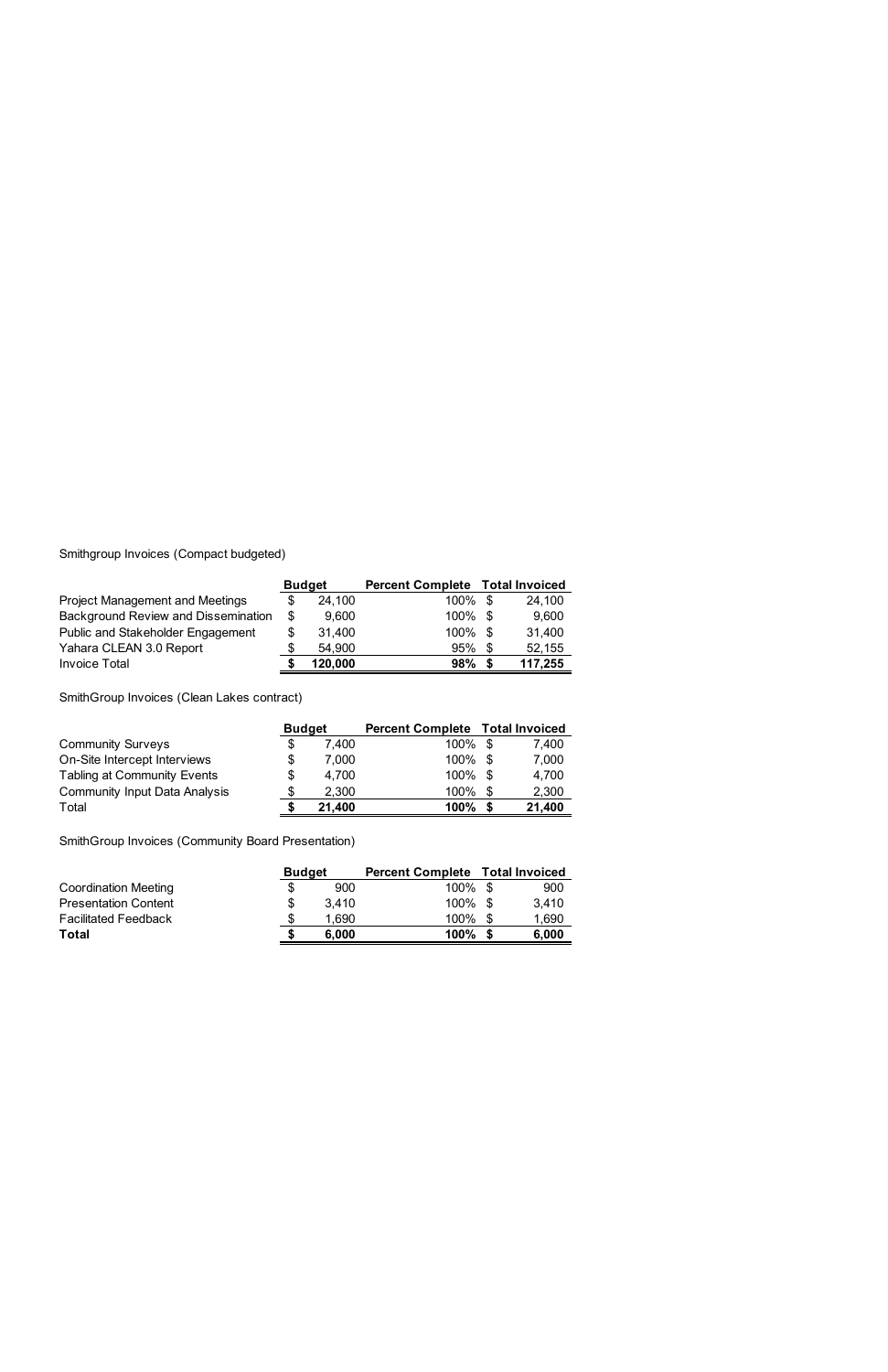Smithgroup Invoices (Compact budgeted)

| | Budget | Percent Complete | Total Invoiced |
|---|---|---|---|
| Project Management and Meetings | $ 24,100 | 100% | $ 24,100 |
| Background Review and Dissemination | $ 9,600 | 100% | $ 9,600 |
| Public and Stakeholder Engagement | $ 31,400 | 100% | $ 31,400 |
| Yahara CLEAN 3.0 Report | $ 54,900 | 95% | $ 52,155 |
| Invoice Total | **$ 120,000** | **98%** | **$ 117,255** |

SmithGroup Invoices (Clean Lakes contract)

| | Budget | Percent Complete | Total Invoiced |
|---|---|---|---|
| Community Surveys | $ 7,400 | 100% | $ 7,400 |
| On-Site Intercept Interviews | $ 7,000 | 100% | $ 7,000 |
| Tabling at Community Events | $ 4,700 | 100% | $ 4,700 |
| Community Input Data Analysis | $ 2,300 | 100% | $ 2,300 |
| Total | **$ 21,400** | **100%** | **$ 21,400** |

SmithGroup Invoices (Community Board Presentation)

| | Budget | Percent Complete | Total Invoiced |
|---|---|---|---|
| Coordination Meeting | $ 900 | 100% | $ 900 |
| Presentation Content | $ 3,410 | 100% | $ 3,410 |
| Facilitated Feedback | $ 1,690 | 100% | $ 1,690 |
| **Total** | **$ 6,000** | **100%** | **$ 6,000** |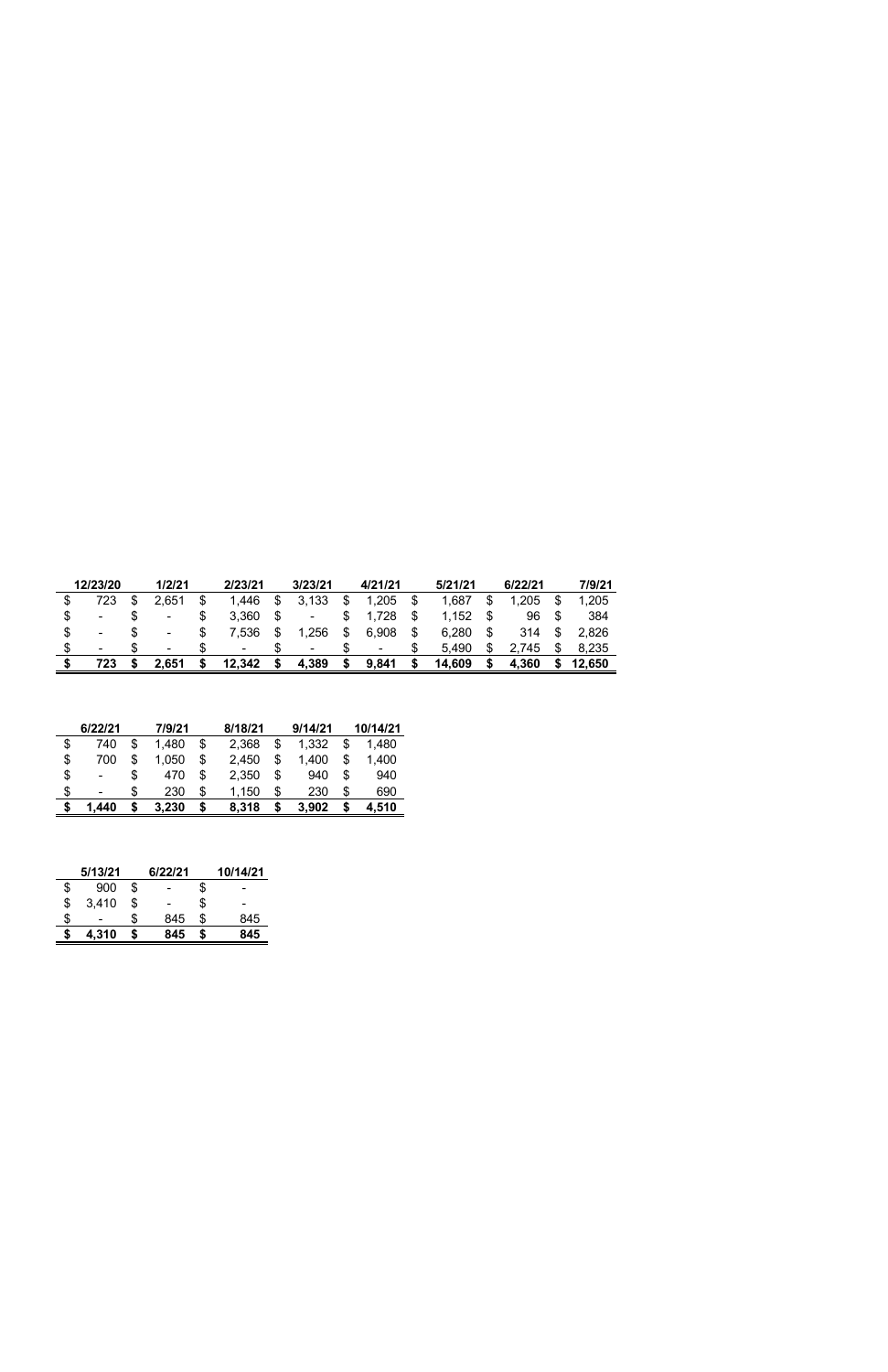| 12/23/20 | 1/2/21 | 2/23/21 | 3/23/21 | 4/21/21 | 5/21/21 | 6/22/21 | 7/9/21 |
|---|---|---|---|---|---|---|---|
| $ 723 | $ 2,651 | $ 1,446 | $ 3,133 | $ 1,205 | $ 1,687 | $ 1,205 | $ 1,205 |
| $ - | $ - | $ 3,360 | $ - | $ 1,728 | $ 1,152 | $ 96 | $ 384 |
| $ - | $ - | $ 7,536 | $ 1,256 | $ 6,908 | $ 6,280 | $ 314 | $ 2,826 |
| $ - | $ - | $ - | $ - | $ - | $ 5,490 | $ 2,745 | $ 8,235 |
| **$ 723** | **$ 2,651** | **$ 12,342** | **$ 4,389** | **$ 9,841** | **$ 14,609** | **$ 4,360** | **$ 12,650** |

| 6/22/21 | 7/9/21 | 8/18/21 | 9/14/21 | 10/14/21 |
|---|---|---|---|---|
| $ 740 | $ 1,480 | $ 2,368 | $ 1,332 | $ 1,480 |
| $ 700 | $ 1,050 | $ 2,450 | $ 1,400 | $ 1,400 |
| $ - | $ 470 | $ 2,350 | $ 940 | $ 940 |
| $ - | $ 230 | $ 1,150 | $ 230 | $ 690 |
| **$ 1,440** | **$ 3,230** | **$ 8,318** | **$ 3,902** | **$ 4,510** |

| 5/13/21 | 6/22/21 | 10/14/21 |
|---|---|---|
| $ 900 | $ - | $ - |
| $ 3,410 | $ - | $ - |
| $ - | $ 845 | $ 845 |
| **$ 4,310** | **$ 845** | **$ 845** |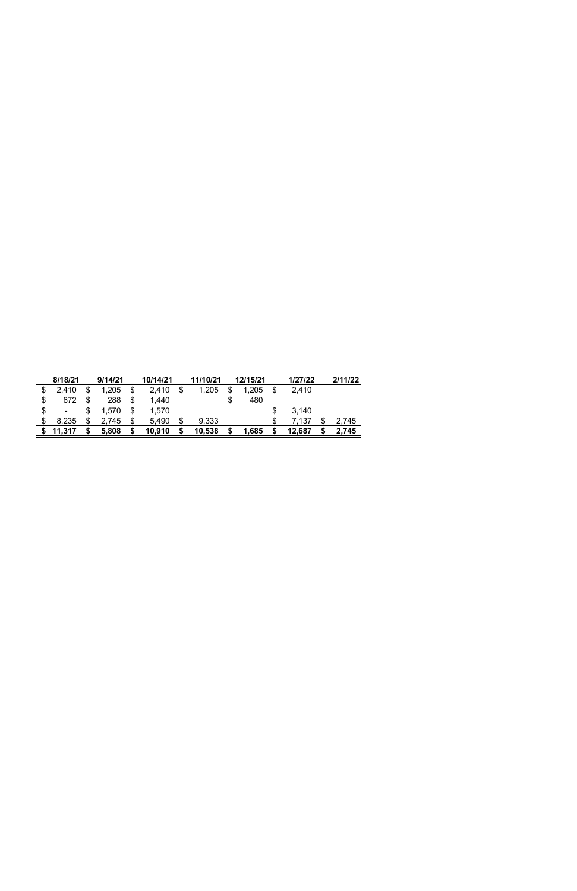| 8/18/21 | 9/14/21 | 10/14/21 | 11/10/21 | 12/15/21 | 1/27/22 | 2/11/22 |
|---|---|---|---|---|---|---|
| $ 2,410 | $ 1,205 | $ 2,410 | $ 1,205 | $ 1,205 | $ 2,410 | |
| $ 672 | $ 288 | $ 1,440 | | $ 480 | | |
| $ - | $ 1,570 | $ 1,570 | | | $ 3,140 | |
| $ 8,235 | $ 2,745 | $ 5,490 | $ 9,333 | | $ 7,137 | $ 2,745 |
| **$ 11,317** | **$ 5,808** | **$ 10,910** | **$ 10,538** | **$ 1,685** | **$ 12,687** | **$ 2,745** |